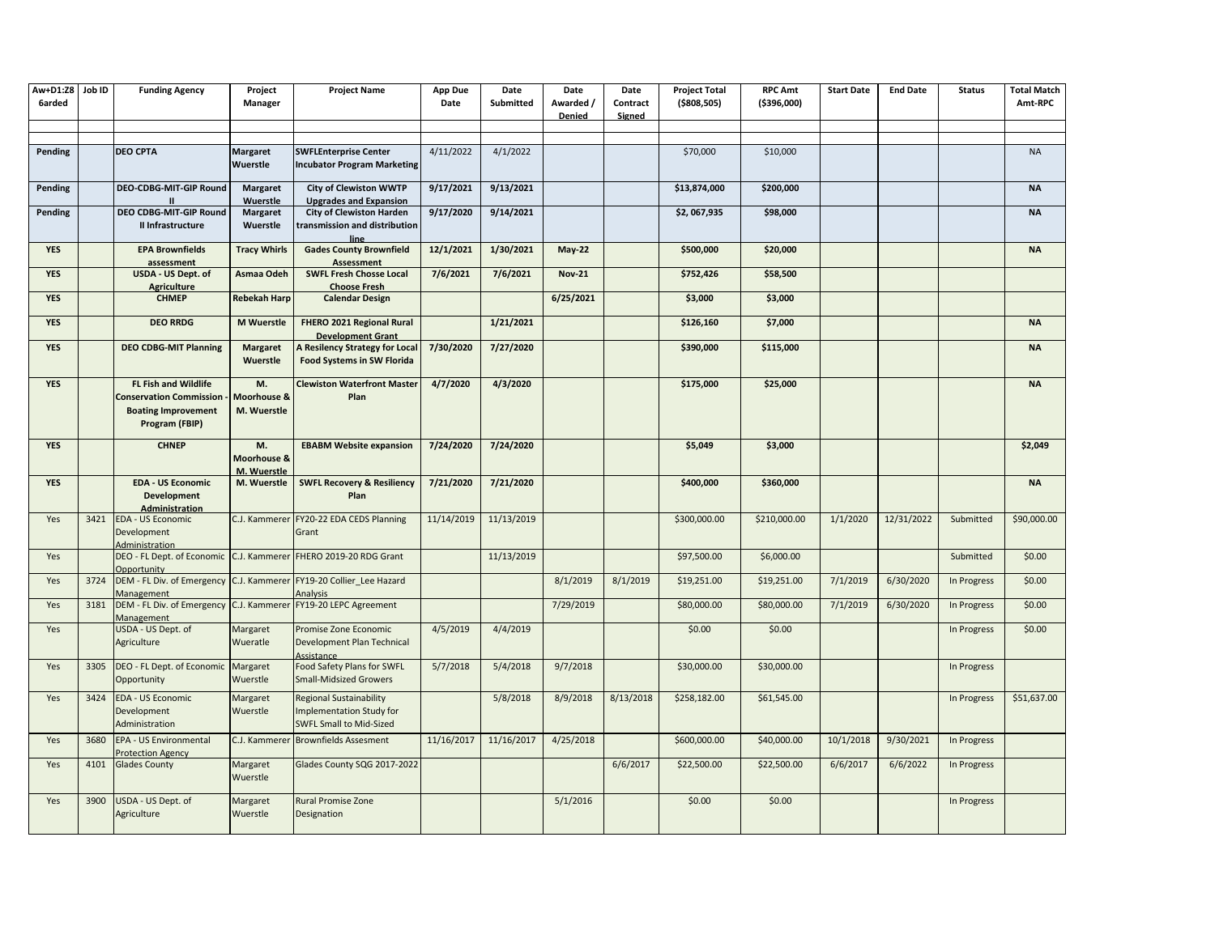| Aw+D1:Z8 6arded | Job ID | Funding Agency | Project Manager | Project Name | App Due Date | Date Submitted | Date Awarded / Denied | Date Contract Signed | Project Total ($808,505) | RPC Amt ($396,000) | Start Date | End Date | Status | Total Match Amt-RPC |
|---|---|---|---|---|---|---|---|---|---|---|---|---|---|---|
| | | | | | | | | | | | | | | |
| | | | | | | | | | | | | | | |
| **Pending** | | **DEO CPTA** | **Margaret Wuerstle** | **SWFLEnterprise Center Incubator Program Marketing** | 4/11/2022 | 4/1/2022 | | | $70,000 | $10,000 | | | | NA |
| **Pending** | | **DEO-CDBG-MIT-GIP Round II** | **Margaret Wuerstle** | **City of Clewiston WWTP Upgrades and Expansion** | **9/17/2021** | **9/13/2021** | | | **$13,874,000** | **$200,000** | | | | **NA** |
| **Pending** | | **DEO CDBG-MIT-GIP Round II Infrastructure** | **Margaret Wuerstle** | **City of Clewiston Harden transmission and distribution line** | **9/17/2020** | **9/14/2021** | | | **$2, 067,935** | **$98,000** | | | | **NA** |
| **YES** | | **EPA Brownfields assessment** | **Tracy Whirls** | **Gades County Brownfield Assessment** | **12/1/2021** | **1/30/2021** | **May-22** | | **$500,000** | **$20,000** | | | | **NA** |
| **YES** | | **USDA - US Dept. of Agriculture** | **Asmaa Odeh** | **SWFL Fresh Chosse Local Choose Fresh** | **7/6/2021** | **7/6/2021** | **Nov-21** | | **$752,426** | **$58,500** | | | | |
| **YES** | | **CHMEP** | **Rebekah Harp** | **Calendar Design** | | | **6/25/2021** | | **$3,000** | **$3,000** | | | | |
| **YES** | | **DEO RRDG** | **M Wuerstle** | **FHERO 2021 Regional Rural Development Grant** | | **1/21/2021** | | | **$126,160** | **$7,000** | | | | **NA** |
| **YES** | | **DEO CDBG-MIT Planning** | **Margaret Wuerstle** | **A Resilency Strategy for Local Food Systems in SW Florida** | **7/30/2020** | **7/27/2020** | | | **$390,000** | **$115,000** | | | | **NA** |
| **YES** | | **FL Fish and Wildlife Conservation Commission - Boating Improvement Program (FBIP)** | **M. Moorhouse & M. Wuerstle** | **Clewiston Waterfront Master Plan** | **4/7/2020** | **4/3/2020** | | | **$175,000** | **$25,000** | | | | **NA** |
| **YES** | | **CHNEP** | **M. Moorhouse & M. Wuerstle** | **EBABM Website expansion** | **7/24/2020** | **7/24/2020** | | | **$5,049** | **$3,000** | | | | **$2,049** |
| **YES** | | **EDA - US Economic Development Administration** | **M. Wuerstle** | **SWFL Recovery & Resiliency Plan** | **7/21/2020** | **7/21/2020** | | | **$400,000** | **$360,000** | | | | **NA** |
| Yes | 3421 | EDA - US Economic Development Administration | C.J. Kammerer | FY20-22 EDA CEDS Planning Grant | 11/14/2019 | 11/13/2019 | | | $300,000.00 | $210,000.00 | 1/1/2020 | 12/31/2022 | Submitted | $90,000.00 |
| Yes | | DEO - FL Dept. of Economic Opportunity | C.J. Kammerer | FHERO 2019-20 RDG Grant | | 11/13/2019 | | | $97,500.00 | $6,000.00 | | | Submitted | $0.00 |
| Yes | 3724 | DEM - FL Div. of Emergency Management | C.J. Kammerer | FY19-20 Collier_Lee Hazard Analysis | | | 8/1/2019 | 8/1/2019 | $19,251.00 | $19,251.00 | 7/1/2019 | 6/30/2020 | In Progress | $0.00 |
| Yes | 3181 | DEM - FL Div. of Emergency Management | C.J. Kammerer | FY19-20 LEPC Agreement | | | 7/29/2019 | | $80,000.00 | $80,000.00 | 7/1/2019 | 6/30/2020 | In Progress | $0.00 |
| Yes | | USDA - US Dept. of Agriculture | Margaret Wueratle | Promise Zone Economic Development Plan Technical Assistance | 4/5/2019 | 4/4/2019 | | | $0.00 | $0.00 | | | In Progress | $0.00 |
| Yes | 3305 | DEO - FL Dept. of Economic Opportunity | Margaret Wuerstle | Food Safety Plans for SWFL Small-Midsized Growers | 5/7/2018 | 5/4/2018 | 9/7/2018 | | $30,000.00 | $30,000.00 | | | In Progress | |
| Yes | 3424 | EDA - US Economic Development Administration | Margaret Wuerstle | Regional Sustainability Implementation Study for SWFL Small to Mid-Sized | | 5/8/2018 | 8/9/2018 | 8/13/2018 | $258,182.00 | $61,545.00 | | | In Progress | $51,637.00 |
| Yes | 3680 | EPA - US Environmental Protection Agency | C.J. Kammerer | Brownfields Assesment | 11/16/2017 | 11/16/2017 | 4/25/2018 | | $600,000.00 | $40,000.00 | 10/1/2018 | 9/30/2021 | In Progress | |
| Yes | 4101 | Glades County | Margaret Wuerstle | Glades County SQG 2017-2022 | | | | 6/6/2017 | $22,500.00 | $22,500.00 | 6/6/2017 | 6/6/2022 | In Progress | |
| Yes | 3900 | USDA - US Dept. of Agriculture | Margaret Wuerstle | Rural Promise Zone Designation | | | 5/1/2016 | | $0.00 | $0.00 | | | In Progress | |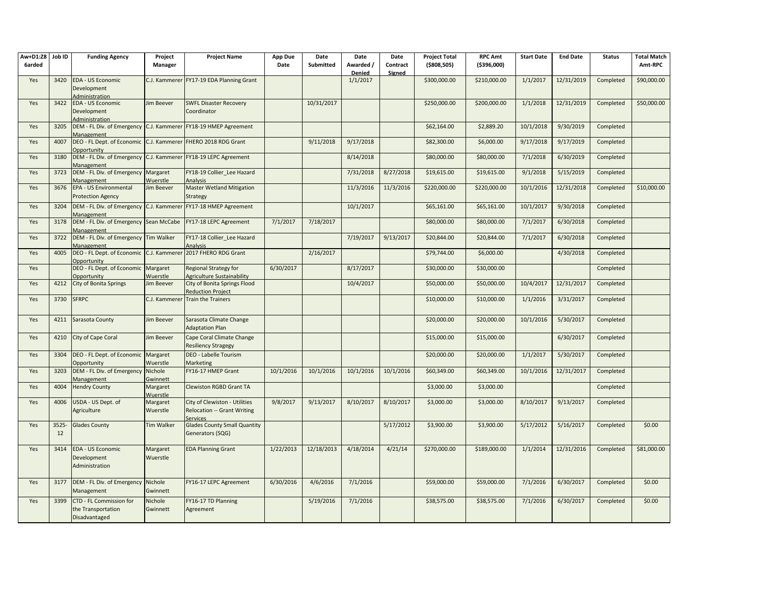| Aw+D1:Z8 6arded | Job ID | Funding Agency | Project Manager | Project Name | App Due Date | Date Submitted | Date Awarded / Denied | Date Contract Signed | Project Total ($808,505) | RPC Amt ($396,000) | Start Date | End Date | Status | Total Match Amt-RPC |
|---|---|---|---|---|---|---|---|---|---|---|---|---|---|---|
| Yes | 3420 | EDA - US Economic Development Administration | C.J. Kammerer | FY17-19 EDA Planning Grant | | | 1/1/2017 | | $300,000.00 | $210,000.00 | 1/1/2017 | 12/31/2019 | Completed | $90,000.00 |
| Yes | 3422 | EDA - US Economic Development Administration | Jim Beever | SWFL Disaster Recovery Coordinator | | 10/31/2017 | | | $250,000.00 | $200,000.00 | 1/1/2018 | 12/31/2019 | Completed | $50,000.00 |
| Yes | 3205 | DEM - FL Div. of Emergency Management | C.J. Kammerer | FY18-19 HMEP Agreement | | | | | $62,164.00 | $2,889.20 | 10/1/2018 | 9/30/2019 | Completed | |
| Yes | 4007 | DEO - FL Dept. of Economic Opportunity | C.J. Kammerer | FHERO 2018 RDG Grant | | 9/11/2018 | 9/17/2018 | | $82,300.00 | $6,000.00 | 9/17/2018 | 9/17/2019 | Completed | |
| Yes | 3180 | DEM - FL Div. of Emergency Management | C.J. Kammerer | FY18-19 LEPC Agreement | | | 8/14/2018 | | $80,000.00 | $80,000.00 | 7/1/2018 | 6/30/2019 | Completed | |
| Yes | 3723 | DEM - FL Div. of Emergency Management | Margaret Wuerstle | FY18-19 Collier_Lee Hazard Analysis | | | 7/31/2018 | 8/27/2018 | $19,615.00 | $19,615.00 | 9/1/2018 | 5/15/2019 | Completed | |
| Yes | 3676 | EPA - US Environmental Protection Agency | Jim Beever | Master Wetland Mitigation Strategy | | | 11/3/2016 | 11/3/2016 | $220,000.00 | $220,000.00 | 10/1/2016 | 12/31/2018 | Completed | $10,000.00 |
| Yes | 3204 | DEM - FL Div. of Emergency Management | C.J. Kammerer | FY17-18 HMEP Agreement | | | 10/1/2017 | | $65,161.00 | $65,161.00 | 10/1/2017 | 9/30/2018 | Completed | |
| Yes | 3178 | DEM - FL Div. of Emergency Management | Sean McCabe | FY17-18 LEPC Agreement | 7/1/2017 | 7/18/2017 | | | $80,000.00 | $80,000.00 | 7/1/2017 | 6/30/2018 | Completed | |
| Yes | 3722 | DEM - FL Div. of Emergency Management | Tim Walker | FY17-18 Collier_Lee Hazard Analysis | | | 7/19/2017 | 9/13/2017 | $20,844.00 | $20,844.00 | 7/1/2017 | 6/30/2018 | Completed | |
| Yes | 4005 | DEO - FL Dept. of Economic Opportunity | C.J. Kammerer | 2017 FHERO RDG Grant | | 2/16/2017 | | | $79,744.00 | $6,000.00 | | 4/30/2018 | Completed | |
| Yes | | DEO - FL Dept. of Economic Opportunity | Margaret Wuerstle | Regional Strategy for Agriculture Sustainability | 6/30/2017 | | 8/17/2017 | | $30,000.00 | $30,000.00 | | | Completed | |
| Yes | 4212 | City of Bonita Springs | Jim Beever | City of Bonita Springs Flood Reduction Project | | | 10/4/2017 | | $50,000.00 | $50,000.00 | 10/4/2017 | 12/31/2017 | Completed | |
| Yes | 3730 | SFRPC | C.J. Kammerer | Train the Trainers | | | | | $10,000.00 | $10,000.00 | 1/1/2016 | 3/31/2017 | Completed | |
| Yes | 4211 | Sarasota County | Jim Beever | Sarasota Climate Change Adaptation Plan | | | | | $20,000.00 | $20,000.00 | 10/1/2016 | 5/30/2017 | Completed | |
| Yes | 4210 | City of Cape Coral | Jim Beever | Cape Coral Climate Change Resiliency Stragegy | | | | | $15,000.00 | $15,000.00 | | 6/30/2017 | Completed | |
| Yes | 3304 | DEO - FL Dept. of Economic Opportunity | Margaret Wuerstle | DEO - Labelle Tourism Marketing | | | | | $20,000.00 | $20,000.00 | 1/1/2017 | 5/30/2017 | Completed | |
| Yes | 3203 | DEM - FL Div. of Emergency Management | Nichole Gwinnett | FY16-17 HMEP Grant | 10/1/2016 | 10/1/2016 | 10/1/2016 | 10/1/2016 | $60,349.00 | $60,349.00 | 10/1/2016 | 12/31/2017 | Completed | |
| Yes | 4004 | Hendry County | Margaret Wuerstle | Clewiston RGBD Grant TA | | | | | $3,000.00 | $3,000.00 | | | Completed | |
| Yes | 4006 | USDA - US Dept. of Agriculture | Margaret Wuerstle | City of Clewiston - Utilities Relocation -- Grant Writing Services | 9/8/2017 | 9/13/2017 | 8/10/2017 | 8/10/2017 | $3,000.00 | $3,000.00 | 8/10/2017 | 9/13/2017 | Completed | |
| Yes | 3525-12 | Glades County | Tim Walker | Glades County Small Quantity Generators (SQG) | | | | 5/17/2012 | $3,900.00 | $3,900.00 | 5/17/2012 | 5/16/2017 | Completed | $0.00 |
| Yes | 3414 | EDA - US Economic Development Administration | Margaret Wuerstle | EDA Planning Grant | 1/22/2013 | 12/18/2013 | 4/18/2014 | 4/21/14 | $270,000.00 | $189,000.00 | 1/1/2014 | 12/31/2016 | Completed | $81,000.00 |
| Yes | 3177 | DEM - FL Div. of Emergency Management | Nichole Gwinnett | FY16-17 LEPC Agreement | 6/30/2016 | 4/6/2016 | 7/1/2016 | | $59,000.00 | $59,000.00 | 7/1/2016 | 6/30/2017 | Completed | $0.00 |
| Yes | 3399 | CTD - FL Commission for the Transportation Disadvantaged | Nichole Gwinnett | FY16-17 TD Planning Agreement | | 5/19/2016 | 7/1/2016 | | $38,575.00 | $38,575.00 | 7/1/2016 | 6/30/2017 | Completed | $0.00 |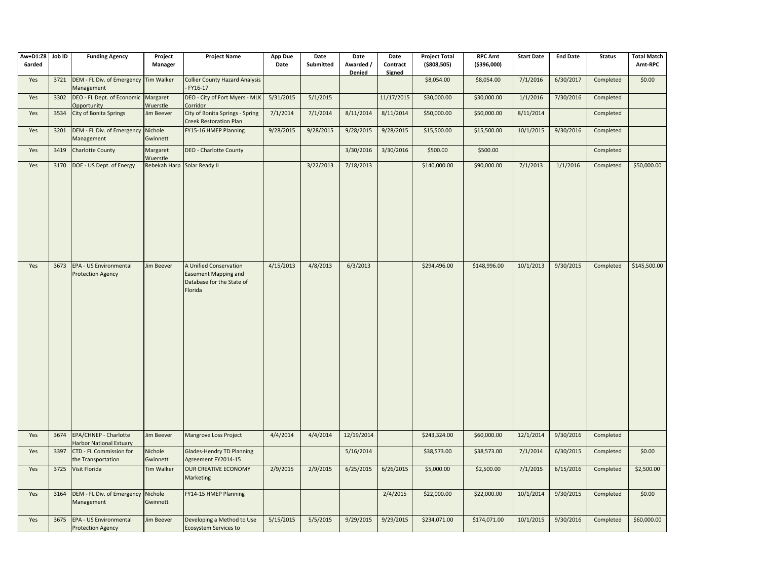| Aw+D1:Z86arded | Job ID | Funding Agency | Project Manager | Project Name | App Due Date | Date Submitted | Date Awarded / Denied | Date Contract Signed | Project Total ($808,505) | RPC Amt ($396,000) | Start Date | End Date | Status | Total Match Amt-RPC |
|---|---|---|---|---|---|---|---|---|---|---|---|---|---|---|
| Yes | 3721 | DEM - FL Div. of Emergency Management | Tim Walker | Collier County Hazard Analysis - FY16-17 | | | | | $8,054.00 | $8,054.00 | 7/1/2016 | 6/30/2017 | Completed | $0.00 |
| Yes | 3302 | DEO - FL Dept. of Economic Opportunity | Margaret Wuerstle | DEO - City of Fort Myers - MLK Corridor | 5/31/2015 | 5/1/2015 | | 11/17/2015 | $30,000.00 | $30,000.00 | 1/1/2016 | 7/30/2016 | Completed | |
| Yes | 3534 | City of Bonita Springs | Jim Beever | City of Bonita Springs - Spring Creek Restoration Plan | 7/1/2014 | 7/1/2014 | 8/11/2014 | 8/11/2014 | $50,000.00 | $50,000.00 | 8/11/2014 | | Completed | |
| Yes | 3201 | DEM - FL Div. of Emergency Management | Nichole Gwinnett | FY15-16 HMEP Planning | 9/28/2015 | 9/28/2015 | 9/28/2015 | 9/28/2015 | $15,500.00 | $15,500.00 | 10/1/2015 | 9/30/2016 | Completed | |
| Yes | 3419 | Charlotte County | Margaret Wuerstle | DEO - Charlotte County | | | 3/30/2016 | 3/30/2016 | $500.00 | $500.00 | | | Completed | |
| Yes | 3170 | DOE - US Dept. of Energy | Rebekah Harp | Solar Ready II | | 3/22/2013 | 7/18/2013 | | $140,000.00 | $90,000.00 | 7/1/2013 | 1/1/2016 | Completed | $50,000.00 |
| Yes | 3673 | EPA - US Environmental Protection Agency | Jim Beever | A Unified Conservation Easement Mapping and Database for the State of Florida | 4/15/2013 | 4/8/2013 | 6/3/2013 | | $294,496.00 | $148,996.00 | 10/1/2013 | 9/30/2015 | Completed | $145,500.00 |
| Yes | 3674 | EPA/CHNEP - Charlotte Harbor National Estuary | Jim Beever | Mangrove Loss Project | 4/4/2014 | 4/4/2014 | 12/19/2014 | | $243,324.00 | $60,000.00 | 12/1/2014 | 9/30/2016 | Completed | |
| Yes | 3397 | CTD - FL Commission for the Transportation | Nichole Gwinnett | Glades-Hendry TD Planning Agreement FY2014-15 | | | 5/16/2014 | | $38,573.00 | $38,573.00 | 7/1/2014 | 6/30/2015 | Completed | $0.00 |
| Yes | 3725 | Visit Florida | Tim Walker | OUR CREATIVE ECONOMY Marketing | 2/9/2015 | 2/9/2015 | 6/25/2015 | 6/26/2015 | $5,000.00 | $2,500.00 | 7/1/2015 | 6/15/2016 | Completed | $2,500.00 |
| Yes | 3164 | DEM - FL Div. of Emergency Management | Nichole Gwinnett | FY14-15 HMEP Planning | | | | 2/4/2015 | $22,000.00 | $22,000.00 | 10/1/2014 | 9/30/2015 | Completed | $0.00 |
| Yes | 3675 | EPA - US Environmental Protection Agency | Jim Beever | Developing a Method to Use Ecosystem Services to | 5/15/2015 | 5/5/2015 | 9/29/2015 | 9/29/2015 | $234,071.00 | $174,071.00 | 10/1/2015 | 9/30/2016 | Completed | $60,000.00 |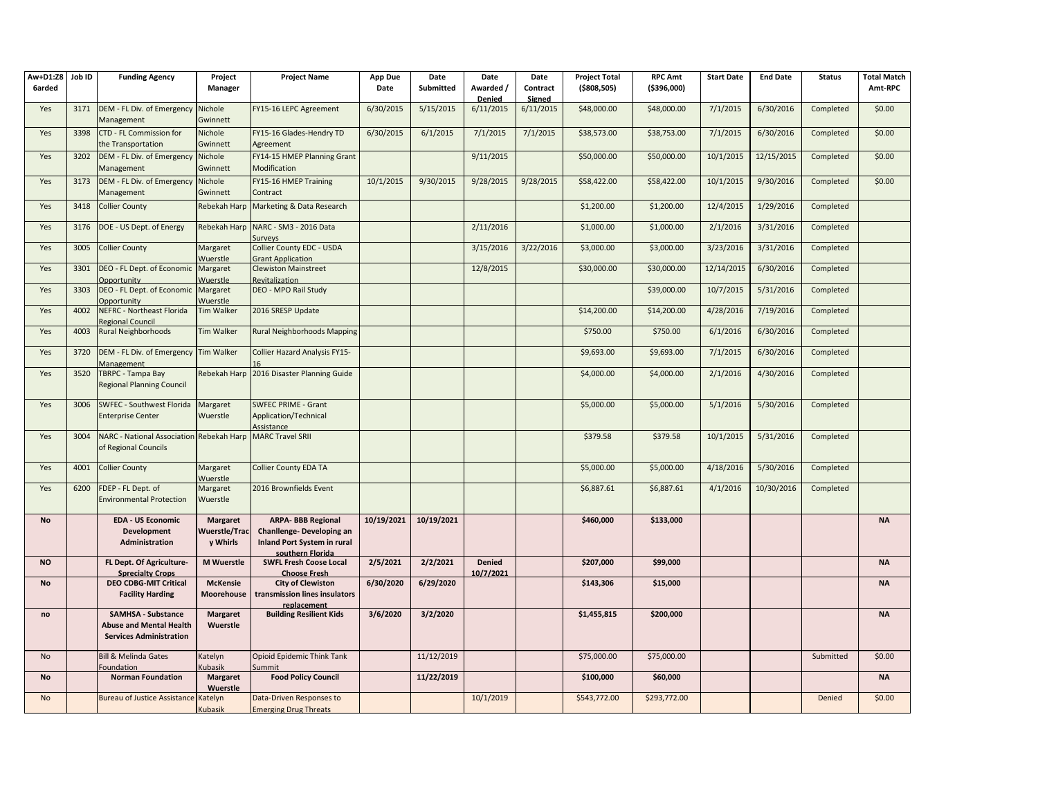| Aw+D1:Z8 6arded | Job ID | Funding Agency | Project Manager | Project Name | App Due Date | Date Submitted | Date Awarded / Denied | Date Contract Signed | Project Total ($808,505) | RPC Amt ($396,000) | Start Date | End Date | Status | Total Match Amt-RPC |
|---|---|---|---|---|---|---|---|---|---|---|---|---|---|---|
| Yes | 3171 | DEM - FL Div. of Emergency Management | Nichole Gwinnett | FY15-16 LEPC Agreement | 6/30/2015 | 5/15/2015 | 6/11/2015 | 6/11/2015 | $48,000.00 | $48,000.00 | 7/1/2015 | 6/30/2016 | Completed | $0.00 |
| Yes | 3398 | CTD - FL Commission for the Transportation | Nichole Gwinnett | FY15-16 Glades-Hendry TD Agreement | 6/30/2015 | 6/1/2015 | 7/1/2015 | 7/1/2015 | $38,573.00 | $38,753.00 | 7/1/2015 | 6/30/2016 | Completed | $0.00 |
| Yes | 3202 | DEM - FL Div. of Emergency Management | Nichole Gwinnett | FY14-15 HMEP Planning Grant Modification | | | 9/11/2015 | | $50,000.00 | $50,000.00 | 10/1/2015 | 12/15/2015 | Completed | $0.00 |
| Yes | 3173 | DEM - FL Div. of Emergency Management | Nichole Gwinnett | FY15-16 HMEP Training Contract | 10/1/2015 | 9/30/2015 | 9/28/2015 | 9/28/2015 | $58,422.00 | $58,422.00 | 10/1/2015 | 9/30/2016 | Completed | $0.00 |
| Yes | 3418 | Collier County | Rebekah Harp | Marketing & Data Research | | | | | $1,200.00 | $1,200.00 | 12/4/2015 | 1/29/2016 | Completed | |
| Yes | 3176 | DOE - US Dept. of Energy | Rebekah Harp | NARC - SM3 - 2016 Data Surveys | | | 2/11/2016 | | $1,000.00 | $1,000.00 | 2/1/2016 | 3/31/2016 | Completed | |
| Yes | 3005 | Collier County | Margaret Wuerstle | Collier County EDC - USDA Grant Application | | | 3/15/2016 | 3/22/2016 | $3,000.00 | $3,000.00 | 3/23/2016 | 3/31/2016 | Completed | |
| Yes | 3301 | DEO - FL Dept. of Economic Opportunity | Margaret Wuerstle | Clewiston Mainstreet Revitalization | | | 12/8/2015 | | $30,000.00 | $30,000.00 | 12/14/2015 | 6/30/2016 | Completed | |
| Yes | 3303 | DEO - FL Dept. of Economic Opportunity | Margaret Wuerstle | DEO - MPO Rail Study | | | | | | $39,000.00 | 10/7/2015 | 5/31/2016 | Completed | |
| Yes | 4002 | NEFRC - Northeast Florida Regional Council | Tim Walker | 2016 SRESP Update | | | | | $14,200.00 | $14,200.00 | 4/28/2016 | 7/19/2016 | Completed | |
| Yes | 4003 | Rural Neighborhoods | Tim Walker | Rural Neighborhoods Mapping | | | | | $750.00 | $750.00 | 6/1/2016 | 6/30/2016 | Completed | |
| Yes | 3720 | DEM - FL Div. of Emergency Management | Tim Walker | Collier Hazard Analysis FY15-16 | | | | | $9,693.00 | $9,693.00 | 7/1/2015 | 6/30/2016 | Completed | |
| Yes | 3520 | TBRPC - Tampa Bay Regional Planning Council | Rebekah Harp | 2016 Disaster Planning Guide | | | | | $4,000.00 | $4,000.00 | 2/1/2016 | 4/30/2016 | Completed | |
| Yes | 3006 | SWFEC - Southwest Florida Enterprise Center | Margaret Wuerstle | SWFEC PRIME - Grant Application/Technical Assistance | | | | | $5,000.00 | $5,000.00 | 5/1/2016 | 5/30/2016 | Completed | |
| Yes | 3004 | NARC - National Association of Regional Councils | Rebekah Harp | MARC Travel SRII | | | | | $379.58 | $379.58 | 10/1/2015 | 5/31/2016 | Completed | |
| Yes | 4001 | Collier County | Margaret Wuerstle | Collier County EDA TA | | | | | $5,000.00 | $5,000.00 | 4/18/2016 | 5/30/2016 | Completed | |
| Yes | 6200 | FDEP - FL Dept. of Environmental Protection | Margaret Wuerstle | 2016 Brownfields Event | | | | | $6,887.61 | $6,887.61 | 4/1/2016 | 10/30/2016 | Completed | |
| **No** | | **EDA - US Economic Development Administration** | **Margaret Wuerstle/Tracy Whirls** | **ARPA- BBB Regional Chanllenge- Developing an Inland Port System in rural southern Florida** | **10/19/2021** | **10/19/2021** | | | **$460,000** | **$133,000** | | | | **NA** |
| **NO** | | **FL Dept. Of Agriculture-Specialty Crops** | **M Wuerstle** | **SWFL Fresh Coose Local Choose Fresh** | **2/5/2021** | **2/2/2021** | **Denied 10/7/2021** | | **$207,000** | **$99,000** | | | | **NA** |
| **No** | | **DEO CDBG-MIT Critical Facility Harding** | **McKensie Moorehouse** | **City of Clewiston transmission lines insulators replacement** | **6/30/2020** | **6/29/2020** | | | **$143,306** | **$15,000** | | | | **NA** |
| **no** | | **SAMHSA - Substance Abuse and Mental Health Services Administration** | **Margaret Wuerstle** | **Building Resilient Kids** | **3/6/2020** | **3/2/2020** | | | **$1,455,815** | **$200,000** | | | | **NA** |
| No | | Bill & Melinda Gates Foundation | Katelyn Kubasik | Opioid Epidemic Think Tank Summit | | 11/12/2019 | | | $75,000.00 | $75,000.00 | | | Submitted | $0.00 |
| **No** | | **Norman Foundation** | **Margaret Wuerstle** | **Food Policy Council** | | **11/22/2019** | | | **$100,000** | **$60,000** | | | | **NA** |
| No | | Bureau of Justice Assistance | Katelyn Kubasik | Data-Driven Responses to Emerging Drug Threats | | | 10/1/2019 | | $543,772.00 | $293,772.00 | | | Denied | $0.00 |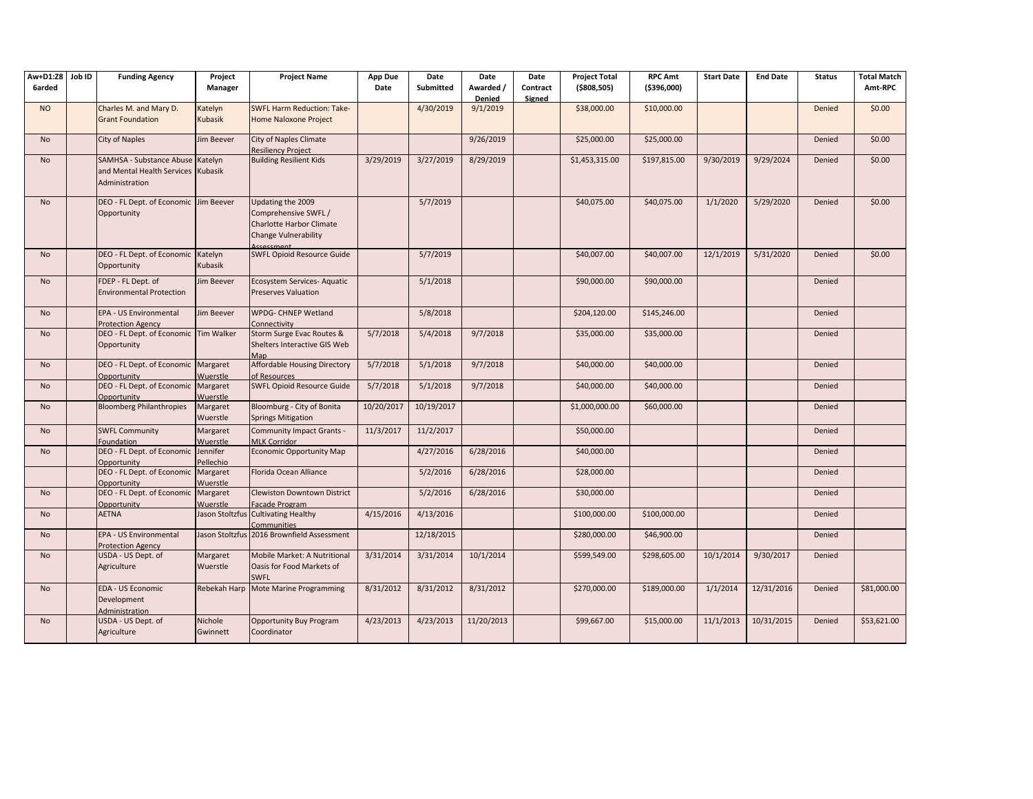| Aw+D1:Z86arded | Job ID | Funding Agency | Project Manager | Project Name | App Due Date | Date Submitted | Date Awarded / Denied | Date Contract Signed | Project Total ($808,505) | RPC Amt ($396,000) | Start Date | End Date | Status | Total Match Amt-RPC |
|---|---|---|---|---|---|---|---|---|---|---|---|---|---|---|
| NO | | Charles M. and Mary D. Grant Foundation | Katelyn Kubasik | SWFL Harm Reduction: Take-Home Naloxone Project | | 4/30/2019 | 9/1/2019 | | $38,000.00 | $10,000.00 | | | Denied | $0.00 |
| No | | City of Naples | Jim Beever | City of Naples Climate Resiliency Project | | | 9/26/2019 | | $25,000.00 | $25,000.00 | | | Denied | $0.00 |
| No | | SAMHSA - Substance Abuse and Mental Health Services Administration | Katelyn Kubasik | Building Resilient Kids | 3/29/2019 | 3/27/2019 | 8/29/2019 | | $1,453,315.00 | $197,815.00 | 9/30/2019 | 9/29/2024 | Denied | $0.00 |
| No | | DEO - FL Dept. of Economic Opportunity | Jim Beever | Updating the 2009 Comprehensive SWFL / Charlotte Harbor Climate Change Vulnerability Assessment | | 5/7/2019 | | | $40,075.00 | $40,075.00 | 1/1/2020 | 5/29/2020 | Denied | $0.00 |
| No | | DEO - FL Dept. of Economic Opportunity | Katelyn Kubasik | SWFL Opioid Resource Guide | | 5/7/2019 | | | $40,007.00 | $40,007.00 | 12/1/2019 | 5/31/2020 | Denied | $0.00 |
| No | | FDEP - FL Dept. of Environmental Protection | Jim Beever | Ecosystem Services- Aquatic Preserves Valuation | | 5/1/2018 | | | $90,000.00 | $90,000.00 | | | Denied | |
| No | | EPA - US Environmental Protection Agency | Jim Beever | WPDG- CHNEP Wetland Connectivity | | 5/8/2018 | | | $204,120.00 | $145,246.00 | | | Denied | |
| No | | DEO - FL Dept. of Economic Opportunity | Tim Walker | Storm Surge Evac Routes & Shelters Interactive GIS Web Map | 5/7/2018 | 5/4/2018 | 9/7/2018 | | $35,000.00 | $35,000.00 | | | Denied | |
| No | | DEO - FL Dept. of Economic Opportunity | Margaret Wuerstle | Affordable Housing Directory of Resources | 5/7/2018 | 5/1/2018 | 9/7/2018 | | $40,000.00 | $40,000.00 | | | Denied | |
| No | | DEO - FL Dept. of Economic Opportunity | Margaret Wuerstle | SWFL Opioid Resource Guide | 5/7/2018 | 5/1/2018 | 9/7/2018 | | $40,000.00 | $40,000.00 | | | Denied | |
| No | | Bloomberg Philanthropies | Margaret Wuerstle | Bloomburg - City of Bonita Springs Mitigation | 10/20/2017 | 10/19/2017 | | | $1,000,000.00 | $60,000.00 | | | Denied | |
| No | | SWFL Community Foundation | Margaret Wuerstle | Community Impact Grants - MLK Corridor | 11/3/2017 | 11/2/2017 | | | $50,000.00 | | | | Denied | |
| No | | DEO - FL Dept. of Economic Opportunity | Jennifer Pellechio | Economic Opportunity Map | | 4/27/2016 | 6/28/2016 | | $40,000.00 | | | | Denied | |
| | | DEO - FL Dept. of Economic Opportunity | Margaret Wuerstle | Florida Ocean Alliance | | 5/2/2016 | 6/28/2016 | | $28,000.00 | | | | Denied | |
| No | | DEO - FL Dept. of Economic Opportunity | Margaret Wuerstle | Clewiston Downtown District Facade Program | | 5/2/2016 | 6/28/2016 | | $30,000.00 | | | | Denied | |
| No | | AETNA | Jason Stoltzfus | Cultivating Healthy Communities | 4/15/2016 | 4/13/2016 | | | $100,000.00 | $100,000.00 | | | Denied | |
| No | | EPA - US Environmental Protection Agency | Jason Stoltzfus | 2016 Brownfield Assessment | | 12/18/2015 | | | $280,000.00 | $46,900.00 | | | Denied | |
| No | | USDA - US Dept. of Agriculture | Margaret Wuerstle | Mobile Market: A Nutritional Oasis for Food Markets of SWFL | 3/31/2014 | 3/31/2014 | 10/1/2014 | | $599,549.00 | $298,605.00 | 10/1/2014 | 9/30/2017 | Denied | |
| No | | EDA - US Economic Development Administration | Rebekah Harp | Mote Marine Programming | 8/31/2012 | 8/31/2012 | 8/31/2012 | | $270,000.00 | $189,000.00 | 1/1/2014 | 12/31/2016 | Denied | $81,000.00 |
| No | | USDA - US Dept. of Agriculture | Nichole Gwinnett | Opportunity Buy Program Coordinator | 4/23/2013 | 4/23/2013 | 11/20/2013 | | $99,667.00 | $15,000.00 | 11/1/2013 | 10/31/2015 | Denied | $53,621.00 |